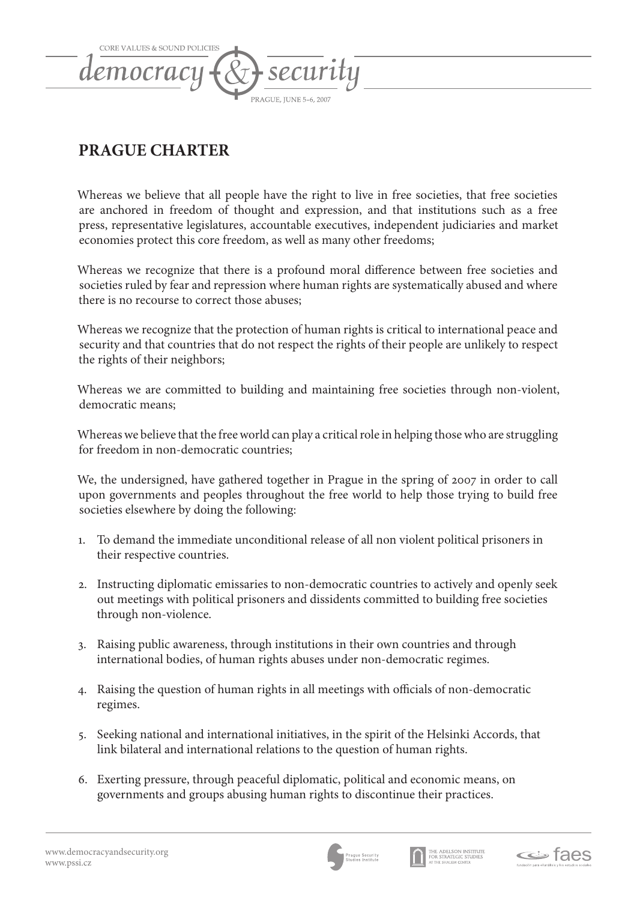# PRAGUE CHARTER

Whereas we believe that all people have the right to live in free societies, that free societies are anchored in freedom of thought and expression, and that institutions such as a free press, representative legislatures, accountable executives, independent judiciaries and market economies protect this core freedom, as well as many other freedoms;

Whereas we recognize that there is a profound moral difference between free societies and societies ruled by fear and repression where human rights are systematically abused and where there is no recourse to correct those abuses;

Whereas we recognize that the protection of human rights is critical to international peace and security and that countries that do not respect the rights of their people are unlikely to respect the rights of their neighbors;

Whereas we are committed to building and maintaining free societies through non-violent, democratic means;

Whereas we believe that the free world can play a critical role in helping those who are struggling for freedom in non-democratic countries;

We, the undersigned, have gathered together in Prague in the spring of 2007 in order to call upon governments and peoples throughout the free world to help those trying to build free societies elsewhere by doing the following:

1. To demand the immediate unconditional release of all non violent political prisoners in their respective countries.
2. Instructing diplomatic emissaries to non-democratic countries to actively and openly seek out meetings with political prisoners and dissidents committed to building free societies through non-violence.
3. Raising public awareness, through institutions in their own countries and through international bodies, of human rights abuses under non-democratic regimes.
4. Raising the question of human rights in all meetings with officials of non-democratic regimes.
5. Seeking national and international initiatives, in the spirit of the Helsinki Accords, that link bilateral and international relations to the question of human rights.
6. Exerting pressure, through peaceful diplomatic, political and economic means, on governments and groups abusing human rights to discontinue their practices.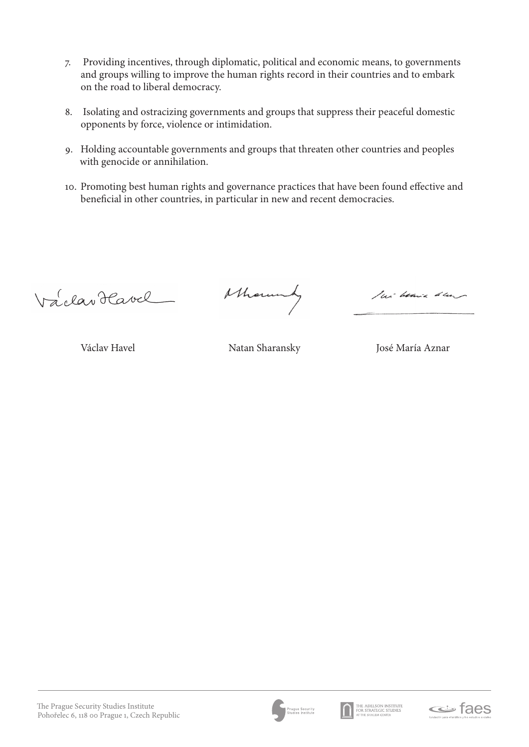7. Providing incentives, through diplomatic, political and economic means, to governments and groups willing to improve the human rights record in their countries and to embark on the road to liberal democracy.

8. Isolating and ostracizing governments and groups that suppress their peaceful domestic opponents by force, violence or intimidation.

9. Holding accountable governments and groups that threaten other countries and peoples with genocide or annihilation.

10. Promoting best human rights and governance practices that have been found effective and beneficial in other countries, in particular in new and recent democracies.

Václav Havel    Natan Sharansky    José María Aznar

The Prague Security Studies Institute
Pohořelec 6, 118 00 Prague 1, Czech Republic